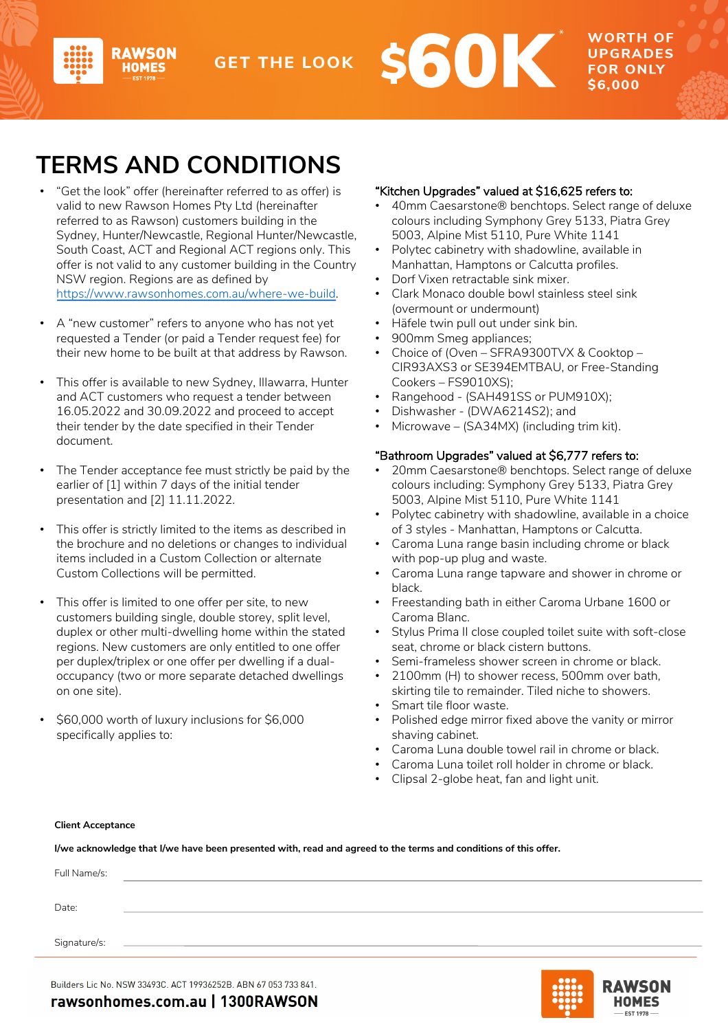RAWSON HOMES EST 1978

GET THE LOOK **$60K*** WORTH OF UPGRADES FOR ONLY $6,000

# TERMS AND CONDITIONS

- "Get the look" offer (hereinafter referred to as offer) is valid to new Rawson Homes Pty Ltd (hereinafter referred to as Rawson) customers building in the Sydney, Hunter/Newcastle, Regional Hunter/Newcastle, South Coast, ACT and Regional ACT regions only. This offer is not valid to any customer building in the Country NSW region. Regions are as defined by https://www.rawsonhomes.com.au/where-we-build.

- A "new customer" refers to anyone who has not yet requested a Tender (or paid a Tender request fee) for their new home to be built at that address by Rawson.

- This offer is available to new Sydney, Illawarra, Hunter and ACT customers who request a tender between 16.05.2022 and 30.09.2022 and proceed to accept their tender by the date specified in their Tender document.

- The Tender acceptance fee must strictly be paid by the earlier of [1] within 7 days of the initial tender presentation and [2] 11.11.2022.

- This offer is strictly limited to the items as described in the brochure and no deletions or changes to individual items included in a Custom Collection or alternate Custom Collections will be permitted.

- This offer is limited to one offer per site, to new customers building single, double storey, split level, duplex or other multi-dwelling home within the stated regions. New customers are only entitled to one offer per duplex/triplex or one offer per dwelling if a dual-occupancy (two or more separate detached dwellings on one site).

- $60,000 worth of luxury inclusions for $6,000 specifically applies to:

"Kitchen Upgrades" valued at $16,625 refers to:

- 40mm Caesarstone® benchtops. Select range of deluxe colours including Symphony Grey 5133, Piatra Grey 5003, Alpine Mist 5110, Pure White 1141
- Polytec cabinetry with shadowline, available in Manhattan, Hamptons or Calcutta profiles.
- Dorf Vixen retractable sink mixer.
- Clark Monaco double bowl stainless steel sink (overmount or undermount)
- Häfele twin pull out under sink bin.
- 900mm Smeg appliances;
- Choice of (Oven – SFRA9300TVX & Cooktop – CIR93AXS3 or SE394EMTBAU, or Free-Standing Cookers – FS9010XS);
- Rangehood - (SAH491SS or PUM910X);
- Dishwasher - (DWA6214S2); and
- Microwave – (SA34MX) (including trim kit).

"Bathroom Upgrades" valued at $6,777 refers to:

- 20mm Caesarstone® benchtops. Select range of deluxe colours including: Symphony Grey 5133, Piatra Grey 5003, Alpine Mist 5110, Pure White 1141
- Polytec cabinetry with shadowline, available in a choice of 3 styles - Manhattan, Hamptons or Calcutta.
- Caroma Luna range basin including chrome or black with pop-up plug and waste.
- Caroma Luna range tapware and shower in chrome or black.
- Freestanding bath in either Caroma Urbane 1600 or Caroma Blanc.
- Stylus Prima II close coupled toilet suite with soft-close seat, chrome or black cistern buttons.
- Semi-frameless shower screen in chrome or black.
- 2100mm (H) to shower recess, 500mm over bath, skirting tile to remainder. Tiled niche to showers.
- Smart tile floor waste.
- Polished edge mirror fixed above the vanity or mirror shaving cabinet.
- Caroma Luna double towel rail in chrome or black.
- Caroma Luna toilet roll holder in chrome or black.
- Clipsal 2-globe heat, fan and light unit.

**Client Acceptance**

**I/we acknowledge that I/we have been presented with, read and agreed to the terms and conditions of this offer.**

Full Name/s: ______________________

Date: ______________________

Signature/s: ______________________

Builders Lic No. NSW 33493C. ACT 19936252B. ABN 67 053 733 841.

**rawsonhomes.com.au | 1300RAWSON**

RAWSON HOMES EST 1978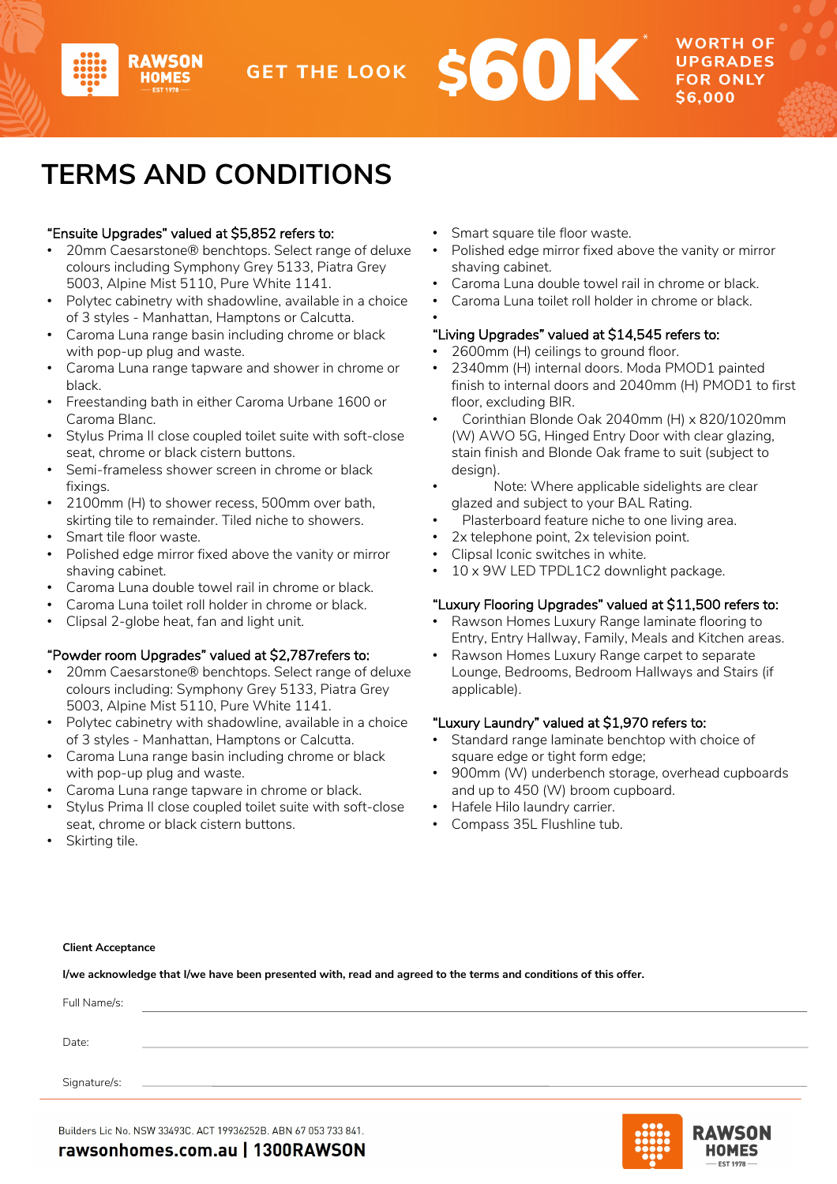RAWSON HOMES EST 1978

GET THE LOOK **$60K*** WORTH OF UPGRADES FOR ONLY $6,000

# TERMS AND CONDITIONS

"Ensuite Upgrades" valued at $5,852 refers to:

- 20mm Caesarstone® benchtops. Select range of deluxe colours including Symphony Grey 5133, Piatra Grey 5003, Alpine Mist 5110, Pure White 1141.
- Polytec cabinetry with shadowline, available in a choice of 3 styles - Manhattan, Hamptons or Calcutta.
- Caroma Luna range basin including chrome or black with pop-up plug and waste.
- Caroma Luna range tapware and shower in chrome or black.
- Freestanding bath in either Caroma Urbane 1600 or Caroma Blanc.
- Stylus Prima II close coupled toilet suite with soft-close seat, chrome or black cistern buttons.
- Semi-frameless shower screen in chrome or black fixings.
- 2100mm (H) to shower recess, 500mm over bath, skirting tile to remainder. Tiled niche to showers.
- Smart tile floor waste.
- Polished edge mirror fixed above the vanity or mirror shaving cabinet.
- Caroma Luna double towel rail in chrome or black.
- Caroma Luna toilet roll holder in chrome or black.
- Clipsal 2-globe heat, fan and light unit.

"Powder room Upgrades" valued at $2,787refers to:

- 20mm Caesarstone® benchtops. Select range of deluxe colours including: Symphony Grey 5133, Piatra Grey 5003, Alpine Mist 5110, Pure White 1141.
- Polytec cabinetry with shadowline, available in a choice of 3 styles - Manhattan, Hamptons or Calcutta.
- Caroma Luna range basin including chrome or black with pop-up plug and waste.
- Caroma Luna range tapware in chrome or black.
- Stylus Prima II close coupled toilet suite with soft-close seat, chrome or black cistern buttons.
- Skirting tile.
- Smart square tile floor waste.
- Polished edge mirror fixed above the vanity or mirror shaving cabinet.
- Caroma Luna double towel rail in chrome or black.
- Caroma Luna toilet roll holder in chrome or black.

"Living Upgrades" valued at $14,545 refers to:

- 2600mm (H) ceilings to ground floor.
- 2340mm (H) internal doors. Moda PMOD1 painted finish to internal doors and 2040mm (H) PMOD1 to first floor, excluding BIR.
- Corinthian Blonde Oak 2040mm (H) x 820/1020mm (W) AWO 5G, Hinged Entry Door with clear glazing, stain finish and Blonde Oak frame to suit (subject to design).
- Note: Where applicable sidelights are clear glazed and subject to your BAL Rating.
- Plasterboard feature niche to one living area.
- 2x telephone point, 2x television point.
- Clipsal Iconic switches in white.
- 10 x 9W LED TPDL1C2 downlight package.

"Luxury Flooring Upgrades" valued at $11,500 refers to:

- Rawson Homes Luxury Range laminate flooring to Entry, Entry Hallway, Family, Meals and Kitchen areas.
- Rawson Homes Luxury Range carpet to separate Lounge, Bedrooms, Bedroom Hallways and Stairs (if applicable).

"Luxury Laundry" valued at $1,970 refers to:

- Standard range laminate benchtop with choice of square edge or tight form edge;
- 900mm (W) underbench storage, overhead cupboards and up to 450 (W) broom cupboard.
- Hafele Hilo laundry carrier.
- Compass 35L Flushline tub.

**Client Acceptance**

**I/we acknowledge that I/we have been presented with, read and agreed to the terms and conditions of this offer.**

Full Name/s: ______________________

Date: ______________________

Signature/s: ______________________

Builders Lic No. NSW 33493C. ACT 19936252B. ABN 67 053 733 841.

**rawsonhomes.com.au | 1300RAWSON**

RAWSON HOMES EST 1978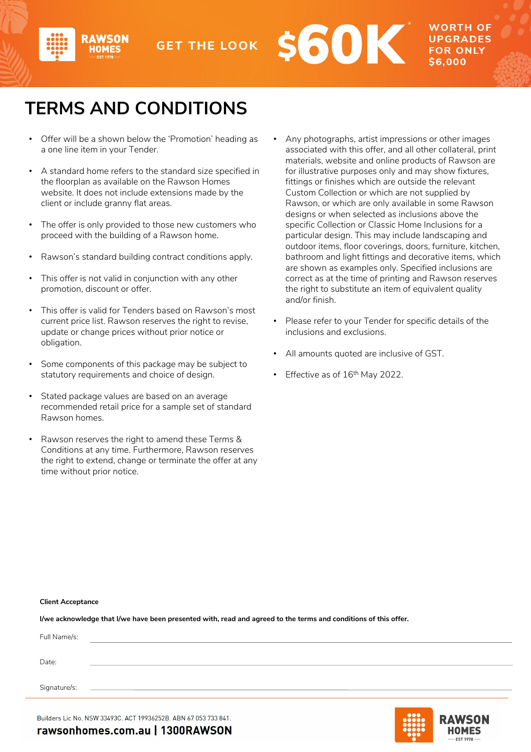RAWSON HOMES EST 1978

GET THE LOOK $60K* WORTH OF UPGRADES FOR ONLY $6,000

# TERMS AND CONDITIONS

- Offer will be a shown below the 'Promotion' heading as a one line item in your Tender.
- A standard home refers to the standard size specified in the floorplan as available on the Rawson Homes website. It does not include extensions made by the client or include granny flat areas.
- The offer is only provided to those new customers who proceed with the building of a Rawson home.
- Rawson's standard building contract conditions apply.
- This offer is not valid in conjunction with any other promotion, discount or offer.
- This offer is valid for Tenders based on Rawson's most current price list. Rawson reserves the right to revise, update or change prices without prior notice or obligation.
- Some components of this package may be subject to statutory requirements and choice of design.
- Stated package values are based on an average recommended retail price for a sample set of standard Rawson homes.
- Rawson reserves the right to amend these Terms & Conditions at any time. Furthermore, Rawson reserves the right to extend, change or terminate the offer at any time without prior notice.
- Any photographs, artist impressions or other images associated with this offer, and all other collateral, print materials, website and online products of Rawson are for illustrative purposes only and may show fixtures, fittings or finishes which are outside the relevant Custom Collection or which are not supplied by Rawson, or which are only available in some Rawson designs or when selected as inclusions above the specific Collection or Classic Home Inclusions for a particular design. This may include landscaping and outdoor items, floor coverings, doors, furniture, kitchen, bathroom and light fittings and decorative items, which are shown as examples only. Specified inclusions are correct as at the time of printing and Rawson reserves the right to substitute an item of equivalent quality and/or finish.
- Please refer to your Tender for specific details of the inclusions and exclusions.
- All amounts quoted are inclusive of GST.
- Effective as of 16th May 2022.

**Client Acceptance**

**I/we acknowledge that I/we have been presented with, read and agreed to the terms and conditions of this offer.**

Full Name/s: ____________________

Date: ____________________

Signature/s: ____________________

Builders Lic No. NSW 33493C. ACT 19936252B. ABN 67 053 733 841.

**rawsonhomes.com.au | 1300RAWSON**

RAWSON HOMES EST 1978